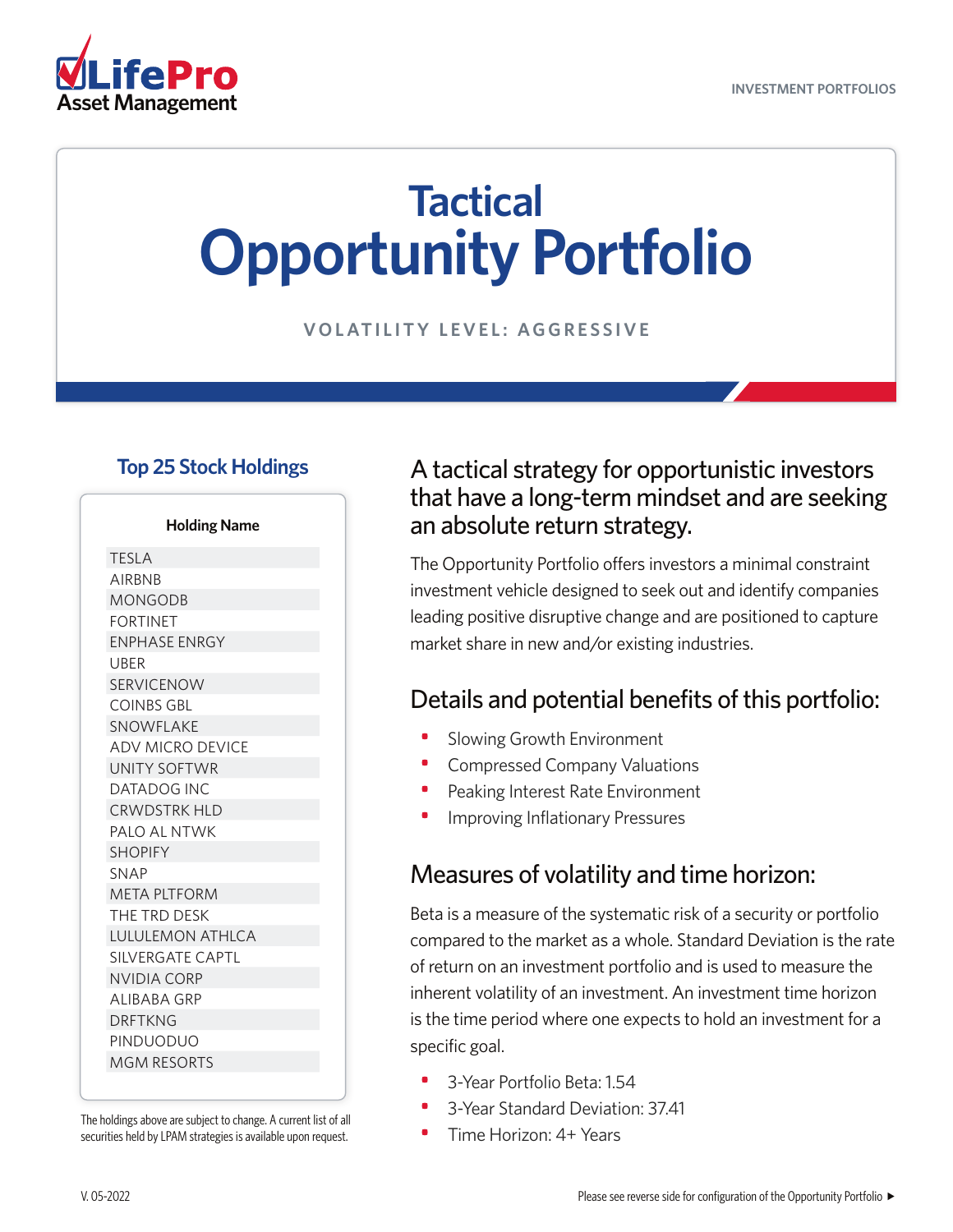LifePro Asset Management

INVESTMENT PORTFOLIOS

# Tactical Opportunity Portfolio

VOLATILITY LEVEL: AGGRESSIVE

## Top 25 Stock Holdings

| Holding Name |
|---|
| TESLA |
| AIRBNB |
| MONGODB |
| FORTINET |
| ENPHASE ENRGY |
| UBER |
| SERVICENOW |
| COINBS GBL |
| SNOWFLAKE |
| ADV MICRO DEVICE |
| UNITY SOFTWR |
| DATADOG INC |
| CRWDSTRK HLD |
| PALO AL NTWK |
| SHOPIFY |
| SNAP |
| META PLTFORM |
| THE TRD DESK |
| LULULEMON ATHLCA |
| SILVERGATE CAPTL |
| NVIDIA CORP |
| ALIBABA GRP |
| DRFTKNG |
| PINDUODUO |
| MGM RESORTS |

The holdings above are subject to change. A current list of all securities held by LPAM strategies is available upon request.

## A tactical strategy for opportunistic investors that have a long-term mindset and are seeking an absolute return strategy.

The Opportunity Portfolio offers investors a minimal constraint investment vehicle designed to seek out and identify companies leading positive disruptive change and are positioned to capture market share in new and/or existing industries.

## Details and potential benefits of this portfolio:

- Slowing Growth Environment
- Compressed Company Valuations
- Peaking Interest Rate Environment
- Improving Inflationary Pressures

## Measures of volatility and time horizon:

Beta is a measure of the systematic risk of a security or portfolio compared to the market as a whole. Standard Deviation is the rate of return on an investment portfolio and is used to measure the inherent volatility of an investment. An investment time horizon is the time period where one expects to hold an investment for a specific goal.

- 3-Year Portfolio Beta: 1.54
- 3-Year Standard Deviation: 37.41
- Time Horizon: 4+ Years

V. 05-2022

Please see reverse side for configuration of the Opportunity Portfolio ►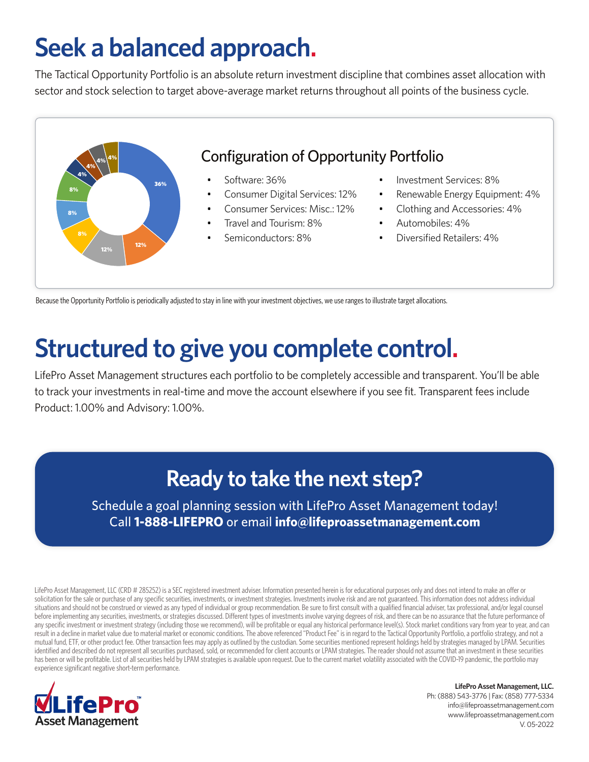# Seek a balanced approach.

The Tactical Opportunity Portfolio is an absolute return investment discipline that combines asset allocation with sector and stock selection to target above-average market returns throughout all points of the business cycle.

36%
12%
12%
8%
8%
8%
4%
4%
4%
4%

## Configuration of Opportunity Portfolio

- Software: 36%
- Consumer Digital Services: 12%
- Consumer Services: Misc.: 12%
- Travel and Tourism: 8%
- Semiconductors: 8%
- Investment Services: 8%
- Renewable Energy Equipment: 4%
- Clothing and Accessories: 4%
- Automobiles: 4%
- Diversified Retailers: 4%

Because the Opportunity Portfolio is periodically adjusted to stay in line with your investment objectives, we use ranges to illustrate target allocations.

# Structured to give you complete control.

LifePro Asset Management structures each portfolio to be completely accessible and transparent. You'll be able to track your investments in real-time and move the account elsewhere if you see fit. Transparent fees include Product: 1.00% and Advisory: 1.00%.

## Ready to take the next step?

Schedule a goal planning session with LifePro Asset Management today!
Call **1-888-LIFEPRO** or email **info@lifeproassetmanagement.com**

LifePro Asset Management, LLC (CRD # 285252) is a SEC registered investment adviser. Information presented herein is for educational purposes only and does not intend to make an offer or solicitation for the sale or purchase of any specific securities, investments, or investment strategies. Investments involve risk and are not guaranteed. This information does not address individual situations and should not be construed or viewed as any typed of individual or group recommendation. Be sure to first consult with a qualified financial adviser, tax professional, and/or legal counsel before implementing any securities, investments, or strategies discussed. Different types of investments involve varying degrees of risk, and there can be no assurance that the future performance of any specific investment or investment strategy (including those we recommend), will be profitable or equal any historical performance level(s). Stock market conditions vary from year to year, and can result in a decline in market value due to material market or economic conditions. The above referenced "Product Fee" is in regard to the Tactical Opportunity Portfolio, a portfolio strategy, and not a mutual fund, ETF, or other product fee. Other transaction fees may apply as outlined by the custodian. Some securities mentioned represent holdings held by strategies managed by LPAM. Securities identified and described do not represent all securities purchased, sold, or recommended for client accounts or LPAM strategies. The reader should not assume that an investment in these securities has been or will be profitable. List of all securities held by LPAM strategies is available upon request. Due to the current market volatility associated with the COVID-19 pandemic, the portfolio may experience significant negative short-term performance.

LifePro Asset Management

**LifePro Asset Management, LLC.**
Ph: (888) 543-3776 | Fax: (858) 777-5334
info@lifeproassetmanagement.com
www.lifeproassetmanagement.com
V. 05-2022